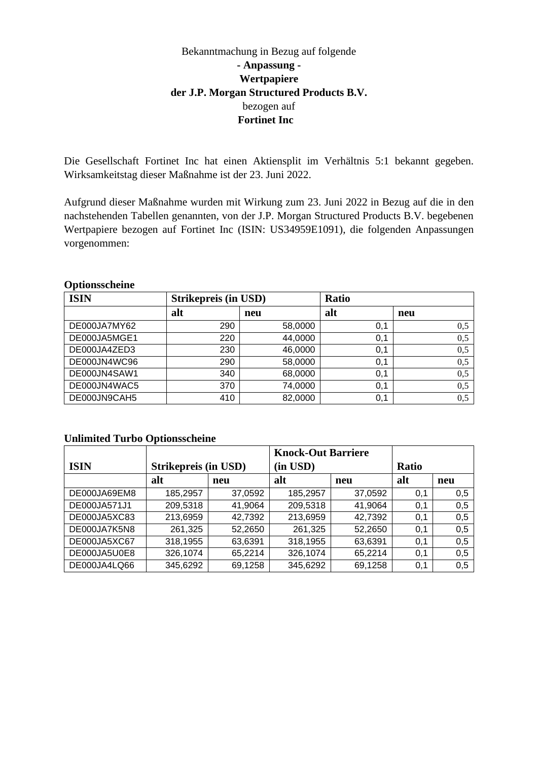Bekanntmachung in Bezug auf folgende

**- Anpassung -**

**Wertpapiere**

**der J.P. Morgan Structured Products B.V.**

bezogen auf

**Fortinet Inc**

Die Gesellschaft Fortinet Inc hat einen Aktiensplit im Verhältnis 5:1 bekannt gegeben. Wirksamkeitstag dieser Maßnahme ist der 23. Juni 2022.

Aufgrund dieser Maßnahme wurden mit Wirkung zum 23. Juni 2022 in Bezug auf die in den nachstehenden Tabellen genannten, von der J.P. Morgan Structured Products B.V. begebenen Wertpapiere bezogen auf Fortinet Inc (ISIN: US34959E1091), die folgenden Anpassungen vorgenommen:

**Optionsscheine**

| ISIN | Strikepreis (in USD) | | Ratio | |
|---|---|---|---|---|
| | alt | neu | alt | neu |
| DE000JA7MY62 | 290 | 58,0000 | 0,1 | 0,5 |
| DE000JA5MGE1 | 220 | 44,0000 | 0,1 | 0,5 |
| DE000JA4ZED3 | 230 | 46,0000 | 0,1 | 0,5 |
| DE000JN4WC96 | 290 | 58,0000 | 0,1 | 0,5 |
| DE000JN4SAW1 | 340 | 68,0000 | 0,1 | 0,5 |
| DE000JN4WAC5 | 370 | 74,0000 | 0,1 | 0,5 |
| DE000JN9CAH5 | 410 | 82,0000 | 0,1 | 0,5 |

**Unlimited Turbo Optionsscheine**

| ISIN | Strikepreis (in USD) | | Knock-Out Barriere (in USD) | | Ratio | |
|---|---|---|---|---|---|---|
| | alt | neu | alt | neu | alt | neu |
| DE000JA69EM8 | 185,2957 | 37,0592 | 185,2957 | 37,0592 | 0,1 | 0,5 |
| DE000JA571J1 | 209,5318 | 41,9064 | 209,5318 | 41,9064 | 0,1 | 0,5 |
| DE000JA5XC83 | 213,6959 | 42,7392 | 213,6959 | 42,7392 | 0,1 | 0,5 |
| DE000JA7K5N8 | 261,325 | 52,2650 | 261,325 | 52,2650 | 0,1 | 0,5 |
| DE000JA5XC67 | 318,1955 | 63,6391 | 318,1955 | 63,6391 | 0,1 | 0,5 |
| DE000JA5U0E8 | 326,1074 | 65,2214 | 326,1074 | 65,2214 | 0,1 | 0,5 |
| DE000JA4LQ66 | 345,6292 | 69,1258 | 345,6292 | 69,1258 | 0,1 | 0,5 |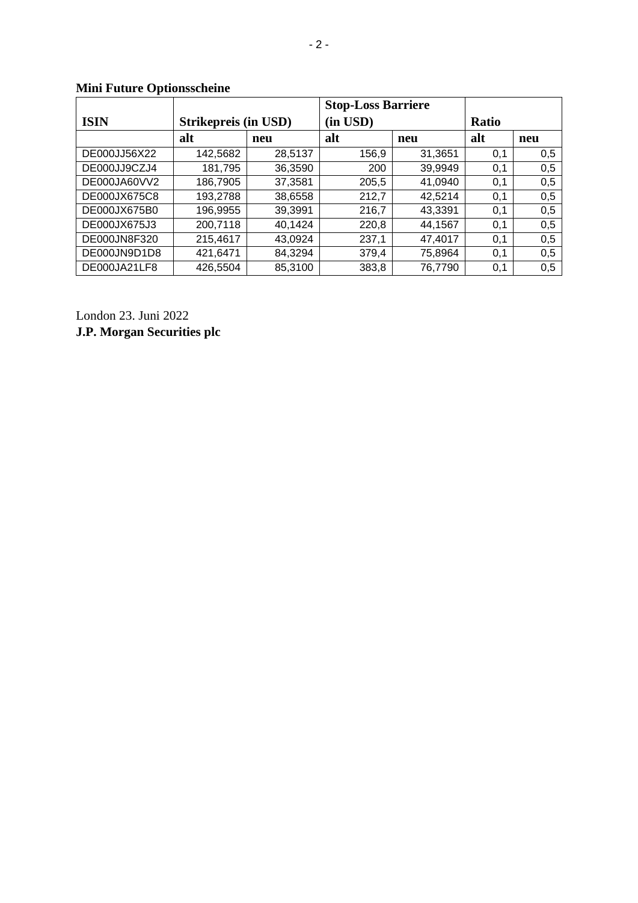**Mini Future Optionsscheine**

| ISIN | Strikepreis (in USD) | | Stop-Loss Barriere (in USD) | | Ratio | |
|---|---|---|---|---|---|---|
| | alt | neu | alt | neu | alt | neu |
| DE000JJ56X22 | 142,5682 | 28,5137 | 156,9 | 31,3651 | 0,1 | 0,5 |
| DE000JJ9CZJ4 | 181,795 | 36,3590 | 200 | 39,9949 | 0,1 | 0,5 |
| DE000JA60VV2 | 186,7905 | 37,3581 | 205,5 | 41,0940 | 0,1 | 0,5 |
| DE000JX675C8 | 193,2788 | 38,6558 | 212,7 | 42,5214 | 0,1 | 0,5 |
| DE000JX675B0 | 196,9955 | 39,3991 | 216,7 | 43,3391 | 0,1 | 0,5 |
| DE000JX675J3 | 200,7118 | 40,1424 | 220,8 | 44,1567 | 0,1 | 0,5 |
| DE000JN8F320 | 215,4617 | 43,0924 | 237,1 | 47,4017 | 0,1 | 0,5 |
| DE000JN9D1D8 | 421,6471 | 84,3294 | 379,4 | 75,8964 | 0,1 | 0,5 |
| DE000JA21LF8 | 426,5504 | 85,3100 | 383,8 | 76,7790 | 0,1 | 0,5 |

London 23. Juni 2022
**J.P. Morgan Securities plc**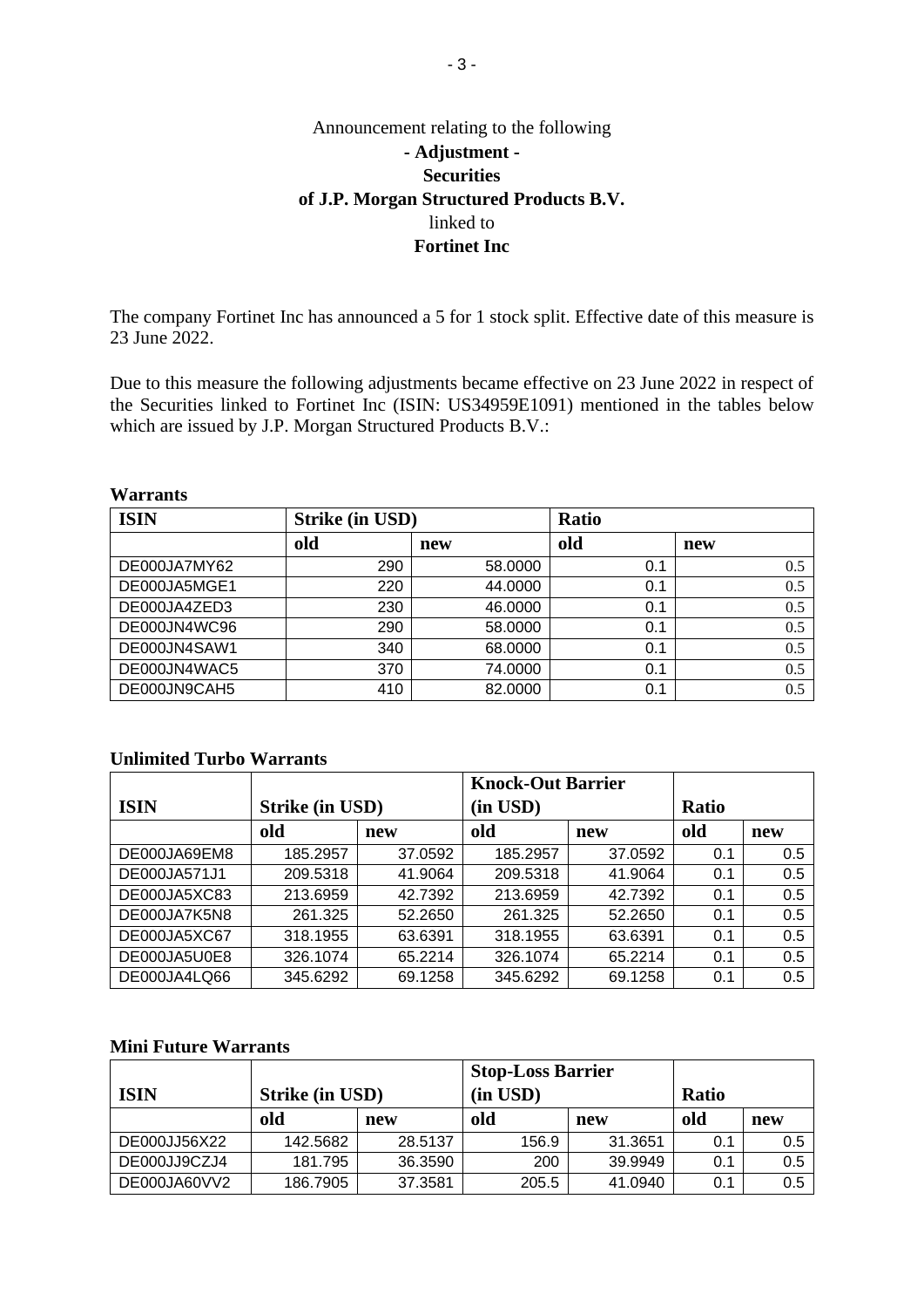Announcement relating to the following

**- Adjustment -**

**Securities**

**of J.P. Morgan Structured Products B.V.**

linked to

**Fortinet Inc**

The company Fortinet Inc has announced a 5 for 1 stock split. Effective date of this measure is 23 June 2022.

Due to this measure the following adjustments became effective on 23 June 2022 in respect of the Securities linked to Fortinet Inc (ISIN: US34959E1091) mentioned in the tables below which are issued by J.P. Morgan Structured Products B.V.:

**Warrants**

| ISIN | Strike (in USD) | | Ratio | |
|---|---|---|---|---|
| | old | new | old | new |
| DE000JA7MY62 | 290 | 58.0000 | 0.1 | 0.5 |
| DE000JA5MGE1 | 220 | 44.0000 | 0.1 | 0.5 |
| DE000JA4ZED3 | 230 | 46.0000 | 0.1 | 0.5 |
| DE000JN4WC96 | 290 | 58.0000 | 0.1 | 0.5 |
| DE000JN4SAW1 | 340 | 68.0000 | 0.1 | 0.5 |
| DE000JN4WAC5 | 370 | 74.0000 | 0.1 | 0.5 |
| DE000JN9CAH5 | 410 | 82.0000 | 0.1 | 0.5 |

**Unlimited Turbo Warrants**

| ISIN | Strike (in USD) | | Knock-Out Barrier (in USD) | | Ratio | |
|---|---|---|---|---|---|---|
| | old | new | old | new | old | new |
| DE000JA69EM8 | 185.2957 | 37.0592 | 185.2957 | 37.0592 | 0.1 | 0.5 |
| DE000JA571J1 | 209.5318 | 41.9064 | 209.5318 | 41.9064 | 0.1 | 0.5 |
| DE000JA5XC83 | 213.6959 | 42.7392 | 213.6959 | 42.7392 | 0.1 | 0.5 |
| DE000JA7K5N8 | 261.325 | 52.2650 | 261.325 | 52.2650 | 0.1 | 0.5 |
| DE000JA5XC67 | 318.1955 | 63.6391 | 318.1955 | 63.6391 | 0.1 | 0.5 |
| DE000JA5U0E8 | 326.1074 | 65.2214 | 326.1074 | 65.2214 | 0.1 | 0.5 |
| DE000JA4LQ66 | 345.6292 | 69.1258 | 345.6292 | 69.1258 | 0.1 | 0.5 |

**Mini Future Warrants**

| ISIN | Strike (in USD) | | Stop-Loss Barrier (in USD) | | Ratio | |
|---|---|---|---|---|---|---|
| | old | new | old | new | old | new |
| DE000JJ56X22 | 142.5682 | 28.5137 | 156.9 | 31.3651 | 0.1 | 0.5 |
| DE000JJ9CZJ4 | 181.795 | 36.3590 | 200 | 39.9949 | 0.1 | 0.5 |
| DE000JA60VV2 | 186.7905 | 37.3581 | 205.5 | 41.0940 | 0.1 | 0.5 |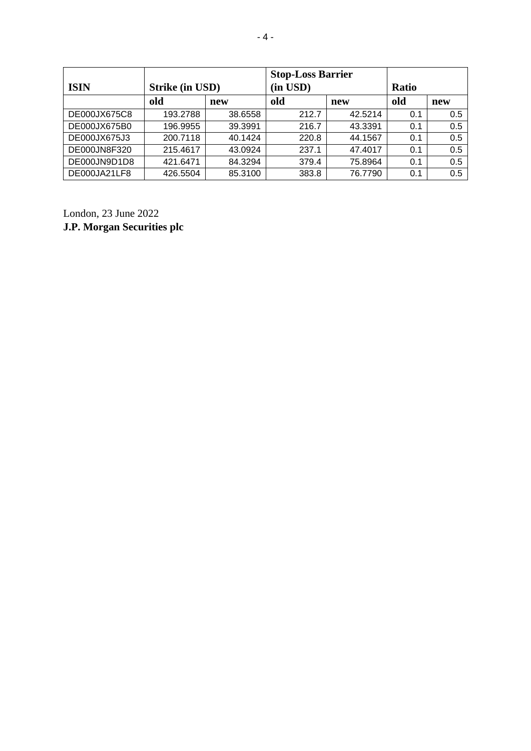| ISIN | Strike (in USD) | | Stop-Loss Barrier (in USD) | | Ratio | |
|---|---|---|---|---|---|---|
| | old | new | old | new | old | new |
| DE000JX675C8 | 193.2788 | 38.6558 | 212.7 | 42.5214 | 0.1 | 0.5 |
| DE000JX675B0 | 196.9955 | 39.3991 | 216.7 | 43.3391 | 0.1 | 0.5 |
| DE000JX675J3 | 200.7118 | 40.1424 | 220.8 | 44.1567 | 0.1 | 0.5 |
| DE000JN8F320 | 215.4617 | 43.0924 | 237.1 | 47.4017 | 0.1 | 0.5 |
| DE000JN9D1D8 | 421.6471 | 84.3294 | 379.4 | 75.8964 | 0.1 | 0.5 |
| DE000JA21LF8 | 426.5504 | 85.3100 | 383.8 | 76.7790 | 0.1 | 0.5 |

London, 23 June 2022
**J.P. Morgan Securities plc**